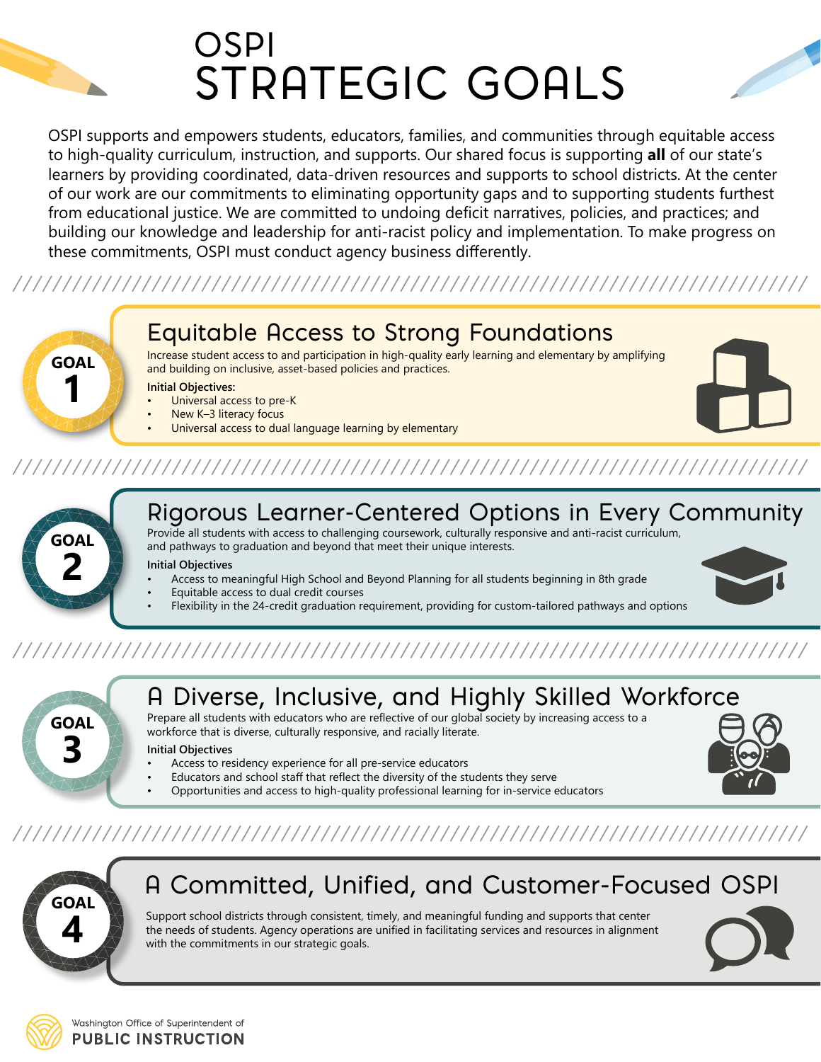# OSPI STRATEGIC GOALS

OSPI supports and empowers students, educators, families, and communities through equitable access to high-quality curriculum, instruction, and supports. Our shared focus is supporting **all** of our state's learners by providing coordinated, data-driven resources and supports to school districts. At the center of our work are our commitments to eliminating opportunity gaps and to supporting students furthest from educational justice. We are committed to undoing deficit narratives, policies, and practices; and building our knowledge and leadership for anti-racist policy and implementation. To make progress on these commitments, OSPI must conduct agency business differently.

## GOAL 1: Equitable Access to Strong Foundations

Increase student access to and participation in high-quality early learning and elementary by amplifying and building on inclusive, asset-based policies and practices.

**Initial Objectives:**

- Universal access to pre-K
- New K–3 literacy focus
- Universal access to dual language learning by elementary

## GOAL 2: Rigorous Learner-Centered Options in Every Community

Provide all students with access to challenging coursework, culturally responsive and anti-racist curriculum, and pathways to graduation and beyond that meet their unique interests.

**Initial Objectives**

- Access to meaningful High School and Beyond Planning for all students beginning in 8th grade
- Equitable access to dual credit courses
- Flexibility in the 24-credit graduation requirement, providing for custom-tailored pathways and options

## GOAL 3: A Diverse, Inclusive, and Highly Skilled Workforce

Prepare all students with educators who are reflective of our global society by increasing access to a workforce that is diverse, culturally responsive, and racially literate.

**Initial Objectives**

- Access to residency experience for all pre-service educators
- Educators and school staff that reflect the diversity of the students they serve
- Opportunities and access to high-quality professional learning for in-service educators

## GOAL 4: A Committed, Unified, and Customer-Focused OSPI

Support school districts through consistent, timely, and meaningful funding and supports that center the needs of students. Agency operations are unified in facilitating services and resources in alignment with the commitments in our strategic goals.

Washington Office of Superintendent of
**PUBLIC INSTRUCTION**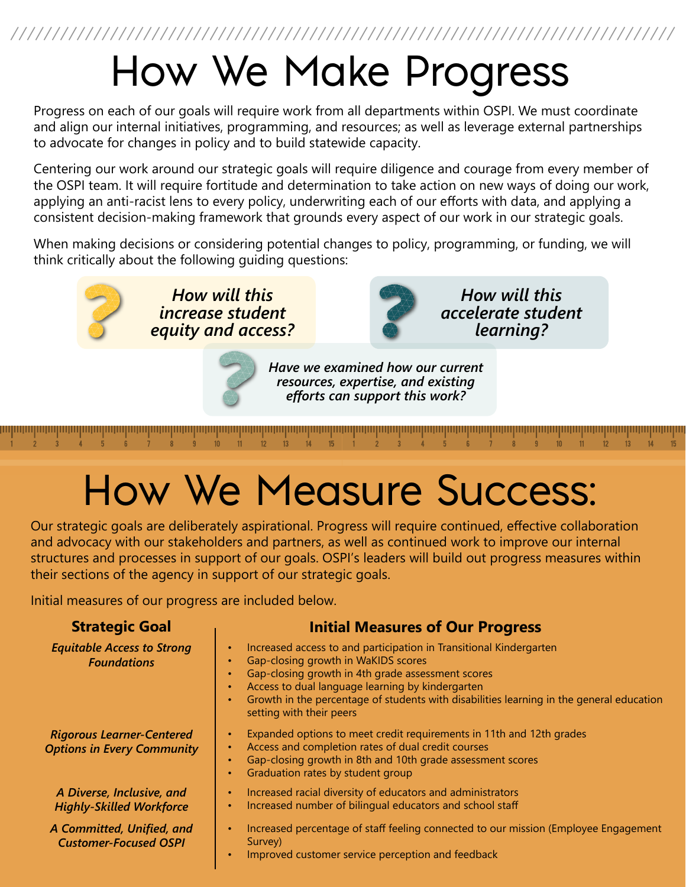# How We Make Progress

Progress on each of our goals will require work from all departments within OSPI. We must coordinate and align our internal initiatives, programming, and resources; as well as leverage external partnerships to advocate for changes in policy and to build statewide capacity.

Centering our work around our strategic goals will require diligence and courage from every member of the OSPI team. It will require fortitude and determination to take action on new ways of doing our work, applying an anti-racist lens to every policy, underwriting each of our efforts with data, and applying a consistent decision-making framework that grounds every aspect of our work in our strategic goals.

When making decisions or considering potential changes to policy, programming, or funding, we will think critically about the following guiding questions:

***How will this increase student equity and access?***

***How will this accelerate student learning?***

***Have we examined how our current resources, expertise, and existing efforts can support this work?***

# How We Measure Success:

Our strategic goals are deliberately aspirational. Progress will require continued, effective collaboration and advocacy with our stakeholders and partners, as well as continued work to improve our internal structures and processes in support of our goals. OSPI's leaders will build out progress measures within their sections of the agency in support of our strategic goals.

Initial measures of our progress are included below.

| Strategic Goal | Initial Measures of Our Progress |
|---|---|
| *Equitable Access to Strong Foundations* | • Increased access to and participation in Transitional Kindergarten<br>• Gap-closing growth in WaKIDS scores<br>• Gap-closing growth in 4th grade assessment scores<br>• Access to dual language learning by kindergarten<br>• Growth in the percentage of students with disabilities learning in the general education setting with their peers |
| *Rigorous Learner-Centered Options in Every Community* | • Expanded options to meet credit requirements in 11th and 12th grades<br>• Access and completion rates of dual credit courses<br>• Gap-closing growth in 8th and 10th grade assessment scores<br>• Graduation rates by student group |
| *A Diverse, Inclusive, and Highly-Skilled Workforce* | • Increased racial diversity of educators and administrators<br>• Increased number of bilingual educators and school staff |
| *A Committed, Unified, and Customer-Focused OSPI* | • Increased percentage of staff feeling connected to our mission (Employee Engagement Survey)<br>• Improved customer service perception and feedback |